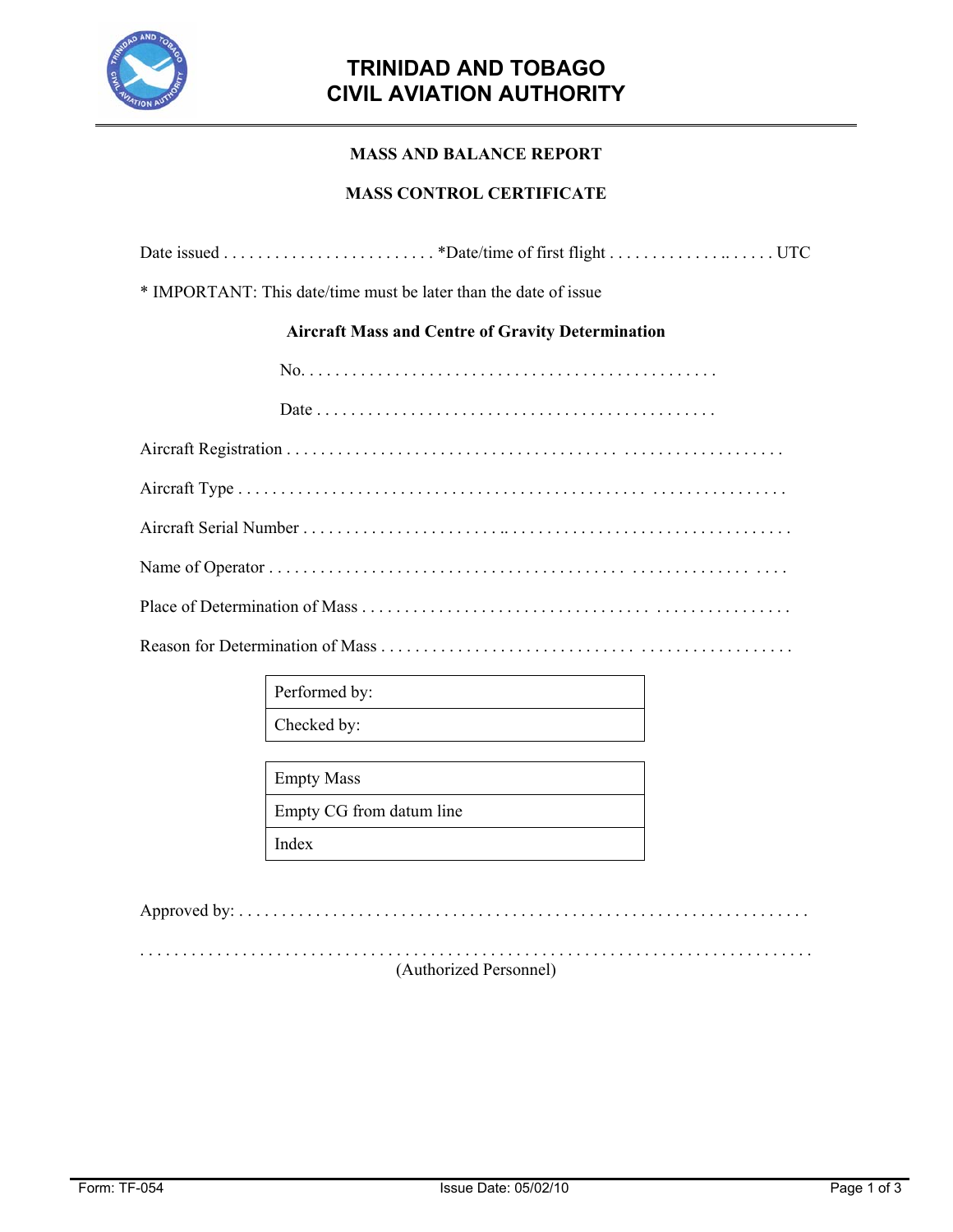# TRINIDAD AND TOBAGO CIVIL AVIATION AUTHORITY

## MASS AND BALANCE REPORT

## MASS CONTROL CERTIFICATE

Date issued . . . . . . . . . . . . . . . . . . . . . . . . *Date/time of first flight . . . . . . . . . . . . . . .. . . . . . UTC

\* IMPORTANT: This date/time must be later than the date of issue

### Aircraft Mass and Centre of Gravity Determination

No. . . . . . . . . . . . . . . . . . . . . . . . . . . . . . . . . . . . . . . . . . . . . . .

Date . . . . . . . . . . . . . . . . . . . . . . . . . . . . . . . . . . . . . . . . . . . . . .

Aircraft Registration . . . . . . . . . . . . . . . . . . . . . . . . . . . . . . . . . . . . . . . . . . . . . . . . . . . . . . . . . .

Aircraft Type . . . . . . . . . . . . . . . . . . . . . . . . . . . . . . . . . . . . . . . . . . . . . . . . . . . . . . . . . . . . . . . .

Aircraft Serial Number . . . . . . . . . . . . . . . . . . . . . . .. . . . . . . . . . . . . . . . . . . . . . . . . . . . . . . . . . .

Name of Operator . . . . . . . . . . . . . . . . . . . . . . . . . . . . . . . . . . . . . . . . . . . . . . . . . . . . . . . . . . .

Place of Determination of Mass . . . . . . . . . . . . . . . . . . . . . . . . . . . . . . . . . . . . . . . . . . . . . . . . .

Reason for Determination of Mass . . . . . . . . . . . . . . . . . . . . . . . . . . . . . . . . . . . . . . . . . . . . . . .

| Performed by: |
|---|
| Checked by: |

| Empty Mass |
|---|
| Empty CG from datum line |
| Index |

Approved by: . . . . . . . . . . . . . . . . . . . . . . . . . . . . . . . . . . . . . . . . . . . . . . . . . . . . . . . . . . . . . . . .

. . . . . . . . . . . . . . . . . . . . . . . . . . . . . . . . . . . . . . . . . . . . . . . . . . . . . . . . . . . . . . . . . . . . . . . . . . . .
(Authorized Personnel)

Form: TF-054 Issue Date: 05/02/10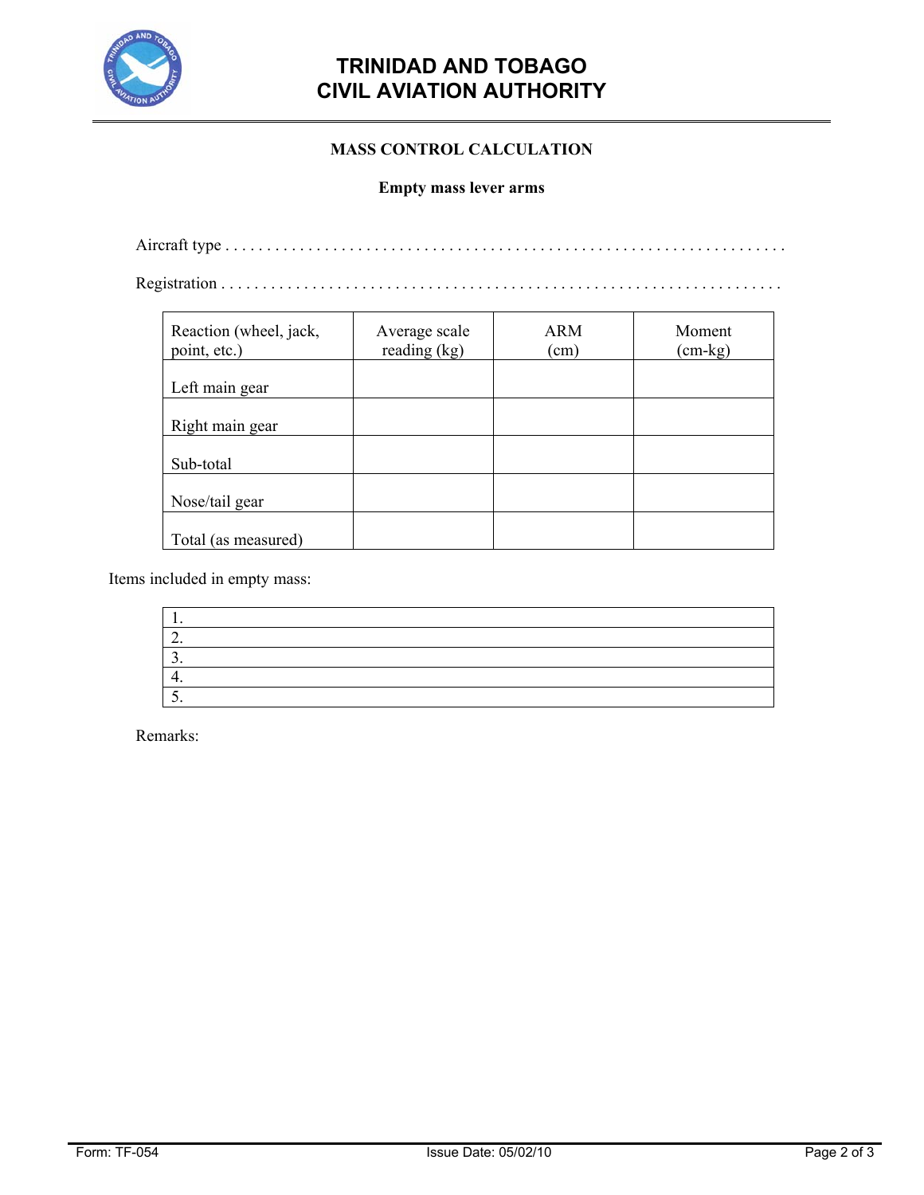# TRINIDAD AND TOBAGO CIVIL AVIATION AUTHORITY

## MASS CONTROL CALCULATION

### Empty mass lever arms

Aircraft type . . . . . . . . . . . . . . . . . . . . . . . . . . . . . . . . . . . . . . . . . . . . . . . . . . . . . . . . . . . . . . . . . .

Registration . . . . . . . . . . . . . . . . . . . . . . . . . . . . . . . . . . . . . . . . . . . . . . . . . . . . . . . . . . . . . . . . . .

| Reaction (wheel, jack, point, etc.) | Average scale reading (kg) | ARM (cm) | Moment (cm-kg) |
|---|---|---|---|
| Left main gear | | | |
| Right main gear | | | |
| Sub-total | | | |
| Nose/tail gear | | | |
| Total (as measured) | | | |

Items included in empty mass:

| |
|---|
| 1. |
| 2. |
| 3. |
| 4. |
| 5. |

Remarks:

Form: TF-054 Issue Date: 05/02/10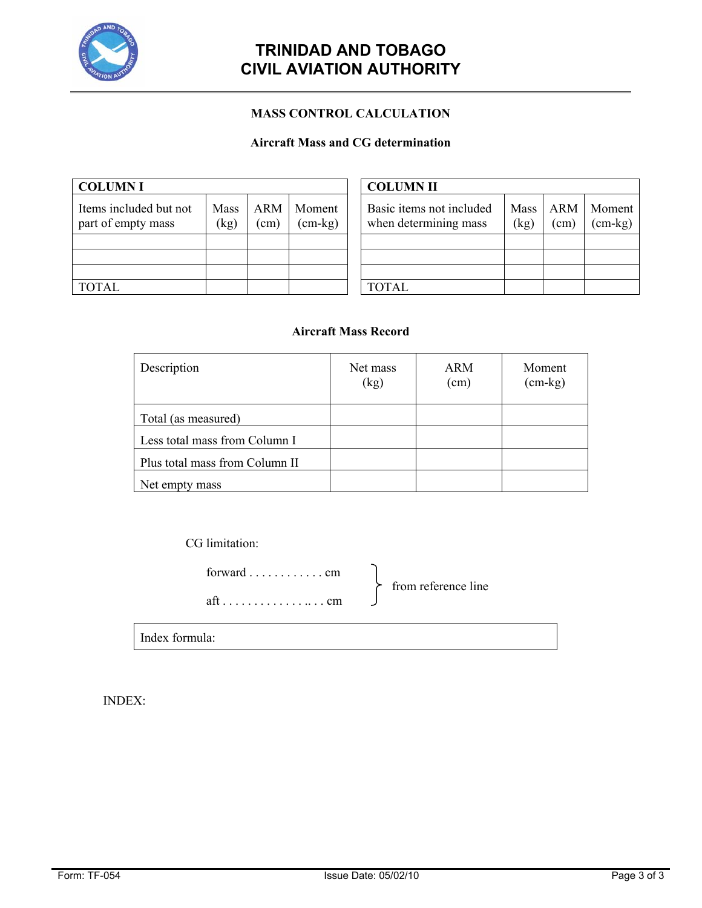TRINIDAD AND TOBAGO
CIVIL AVIATION AUTHORITY

## MASS CONTROL CALCULATION

### Aircraft Mass and CG determination

| COLUMN I | | | |
|---|---|---|---|
| Items included but not part of empty mass | Mass (kg) | ARM (cm) | Moment (cm-kg) |
| | | | |
| | | | |
| | | | |
| TOTAL | | | |

| COLUMN II | | | |
|---|---|---|---|
| Basic items not included when determining mass | Mass (kg) | ARM (cm) | Moment (cm-kg) |
| | | | |
| | | | |
| | | | |
| TOTAL | | | |

### Aircraft Mass Record

| Description | Net mass (kg) | ARM (cm) | Moment (cm-kg) |
|---|---|---|---|
| Total (as measured) | | | |
| Less total mass from Column I | | | |
| Plus total mass from Column II | | | |
| Net empty mass | | | |

CG limitation:

forward . . . . . . . . . . . . cm
aft . . . . . . . . . . . . . . .. . . cm
} from reference line

| Index formula: |
|---|

INDEX: